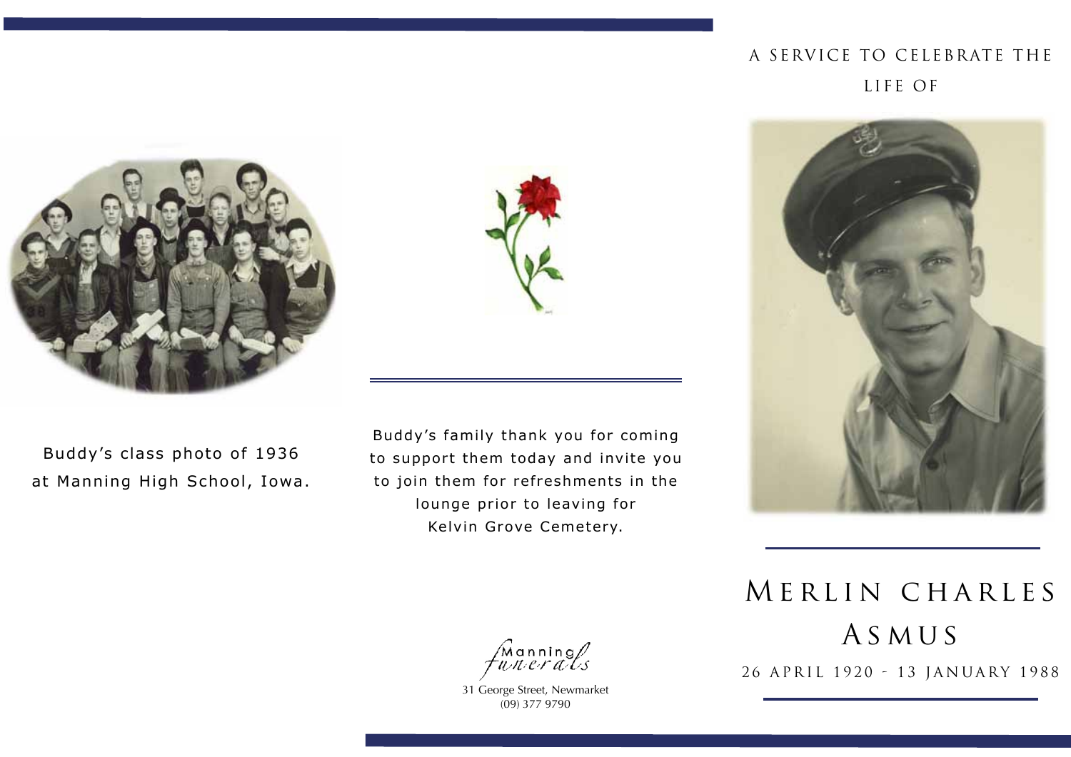Buddy's class photo of 1936 at Manning High School, Iowa.

Buddy's family thank you for coming to support them today and invite you to join them for refreshments in the lounge prior to leaving for Kelvin Grove Cemetery.

Manning Funerals

31 George Street, Newmarket
(09) 377 9790

A SERVICE TO CELEBRATE THE LIFE OF

# MERLIN CHARLES ASMUS

26 APRIL 1920 - 13 JANUARY 1988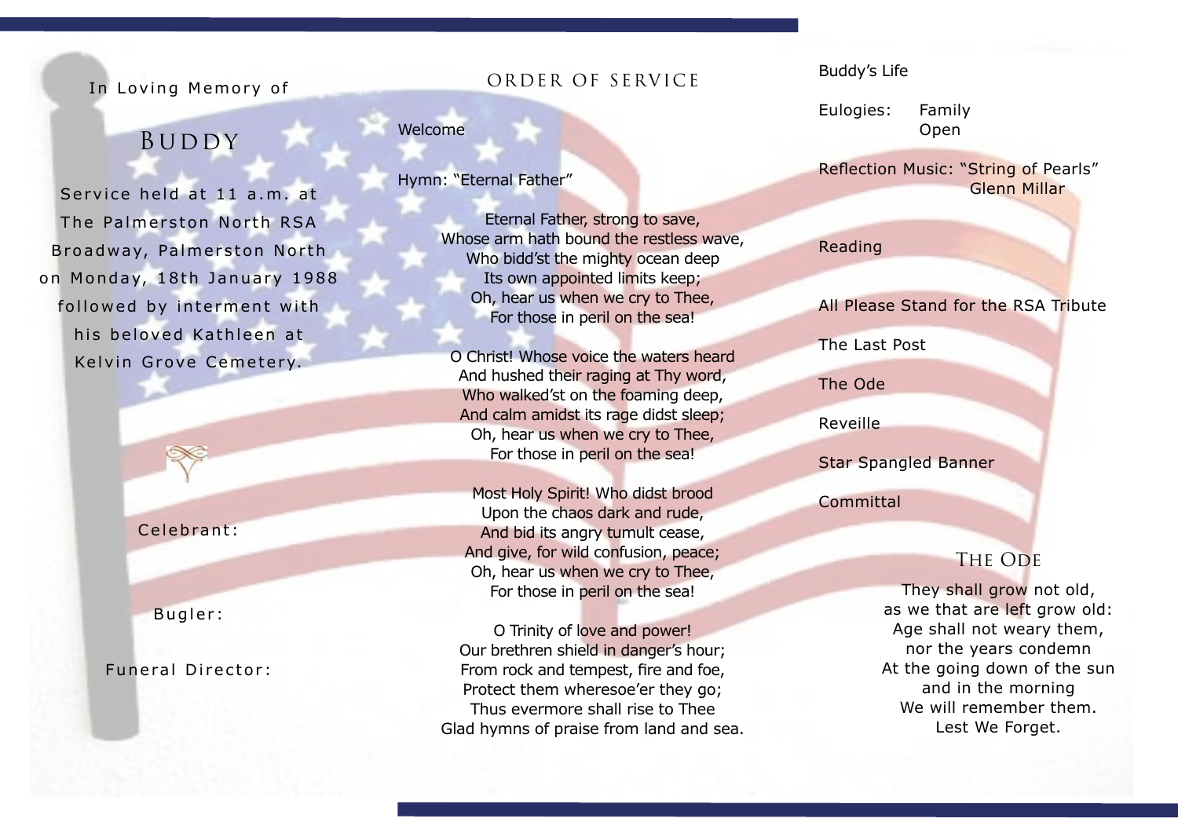In Loving Memory of

# Buddy

Service held at 11 a.m. at
The Palmerston North RSA
Broadway, Palmerston North
on Monday, 18th January 1988
followed by interment with
his beloved Kathleen at
Kelvin Grove Cemetery.

Celebrant:

Bugler:

Funeral Director:

## Order of Service

Welcome

Hymn: "Eternal Father"

Eternal Father, strong to save,
Whose arm hath bound the restless wave,
Who bidd'st the mighty ocean deep
Its own appointed limits keep;
Oh, hear us when we cry to Thee,
For those in peril on the sea!

O Christ! Whose voice the waters heard
And hushed their raging at Thy word,
Who walked'st on the foaming deep,
And calm amidst its rage didst sleep;
Oh, hear us when we cry to Thee,
For those in peril on the sea!

Most Holy Spirit! Who didst brood
Upon the chaos dark and rude,
And bid its angry tumult cease,
And give, for wild confusion, peace;
Oh, hear us when we cry to Thee,
For those in peril on the sea!

O Trinity of love and power!
Our brethren shield in danger's hour;
From rock and tempest, fire and foe,
Protect them wheresoe'er they go;
Thus evermore shall rise to Thee
Glad hymns of praise from land and sea.

Buddy's Life

Eulogies: Family
Open

Reflection Music: "String of Pearls"
Glenn Millar

Reading

All Please Stand for the RSA Tribute

The Last Post

The Ode

Reveille

Star Spangled Banner

Committal

## The Ode

They shall grow not old,
as we that are left grow old:
Age shall not weary them,
nor the years condemn
At the going down of the sun
and in the morning
We will remember them.
Lest We Forget.